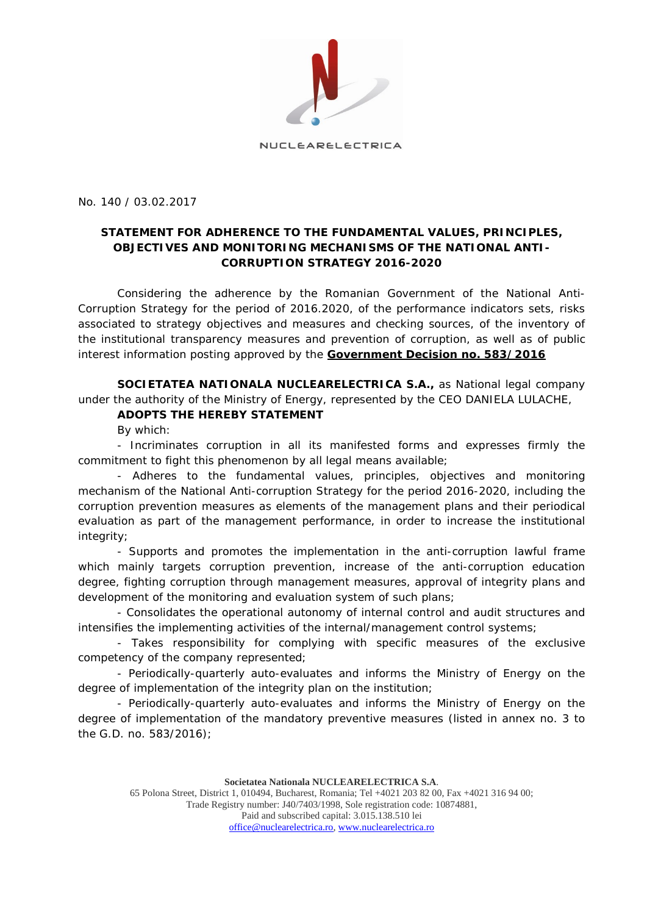NUCLEARELECTRICA

No. 140 / 03.02.2017

**STATEMENT FOR ADHERENCE TO THE FUNDAMENTAL VALUES, PRINCIPLES, OBJECTIVES AND MONITORING MECHANISMS OF THE NATIONAL ANTI-CORRUPTION STRATEGY 2016-2020**

Considering the adherence by the Romanian Government of the National Anti-Corruption Strategy for the period of 2016.2020, of the performance indicators sets, risks associated to strategy objectives and measures and checking sources, of the inventory of the institutional transparency measures and prevention of corruption, as well as of public interest information posting approved by the **Government Decision no. 583/2016**

**SOCIETATEA NATIONALA NUCLEARELECTRICA S.A.,** as National legal company under the authority of the Ministry of Energy, represented by the CEO DANIELA LULACHE,

**ADOPTS THE HEREBY STATEMENT**

By which:

- Incriminates corruption in all its manifested forms and expresses firmly the commitment to fight this phenomenon by all legal means available;
- Adheres to the fundamental values, principles, objectives and monitoring mechanism of the National Anti-corruption Strategy for the period 2016-2020, including the corruption prevention measures as elements of the management plans and their periodical evaluation as part of the management performance, in order to increase the institutional integrity;
- Supports and promotes the implementation in the anti-corruption lawful frame which mainly targets corruption prevention, increase of the anti-corruption education degree, fighting corruption through management measures, approval of integrity plans and development of the monitoring and evaluation system of such plans;
- Consolidates the operational autonomy of internal control and audit structures and intensifies the implementing activities of the internal/management control systems;
- Takes responsibility for complying with specific measures of the exclusive competency of the company represented;
- Periodically-quarterly auto-evaluates and informs the Ministry of Energy on the degree of implementation of the integrity plan on the institution;
- Periodically-quarterly auto-evaluates and informs the Ministry of Energy on the degree of implementation of the mandatory preventive measures (listed in annex no. 3 to the G.D. no. 583/2016);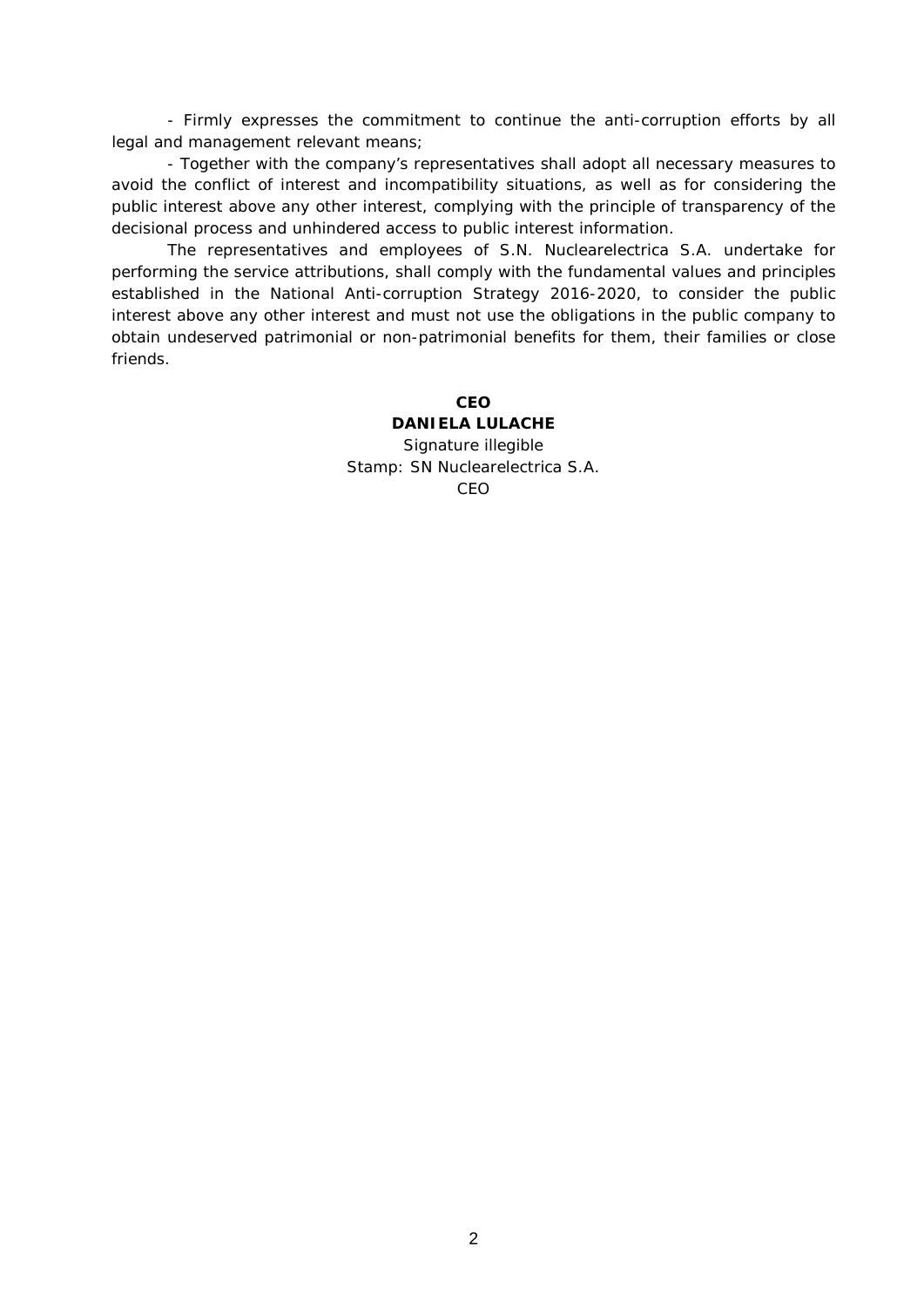- Firmly expresses the commitment to continue the anti-corruption efforts by all legal and management relevant means;

- Together with the company's representatives shall adopt all necessary measures to avoid the conflict of interest and incompatibility situations, as well as for considering the public interest above any other interest, complying with the principle of transparency of the decisional process and unhindered access to public interest information.

The representatives and employees of S.N. Nuclearelectrica S.A. undertake for performing the service attributions, shall comply with the fundamental values and principles established in the National Anti-corruption Strategy 2016-2020, to consider the public interest above any other interest and must not use the obligations in the public company to obtain undeserved patrimonial or non-patrimonial benefits for them, their families or close friends.

**CEO**
**DANIELA LULACHE**
Signature illegible
Stamp: SN Nuclearelectrica S.A.
CEO